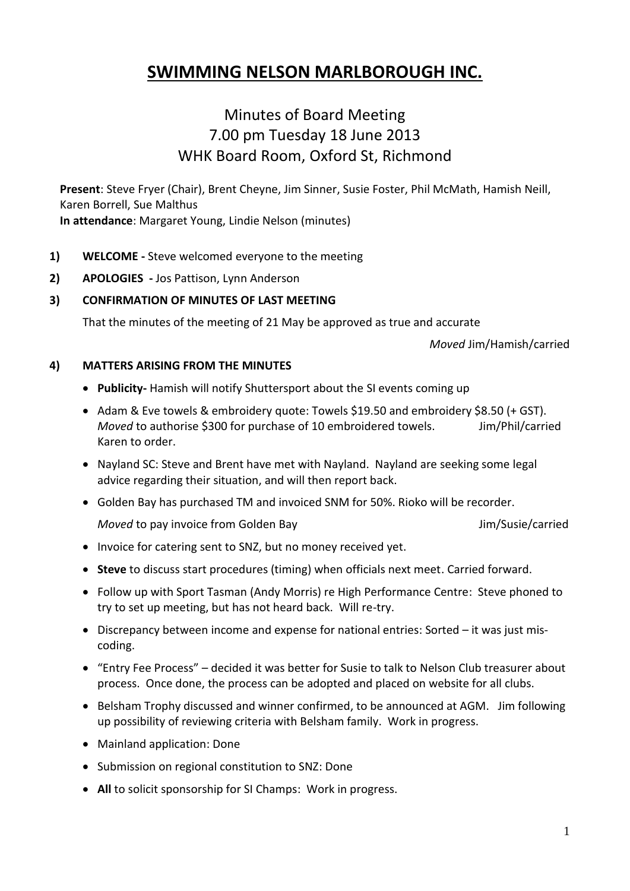# SWIMMING NELSON MARLBOROUGH INC.

## Minutes of Board Meeting
## 7.00 pm Tuesday 18 June 2013
## WHK Board Room, Oxford St, Richmond

**Present**: Steve Fryer (Chair), Brent Cheyne, Jim Sinner, Susie Foster, Phil McMath, Hamish Neill, Karen Borrell, Sue Malthus
**In attendance**: Margaret Young, Lindie Nelson (minutes)

1) **WELCOME -** Steve welcomed everyone to the meeting

2) **APOLOGIES -** Jos Pattison, Lynn Anderson

3) **CONFIRMATION OF MINUTES OF LAST MEETING**

   That the minutes of the meeting of 21 May be approved as true and accurate

   *Moved* Jim/Hamish/carried

4) **MATTERS ARISING FROM THE MINUTES**

- **Publicity-** Hamish will notify Shuttersport about the SI events coming up
- Adam & Eve towels & embroidery quote: Towels $19.50 and embroidery $8.50 (+ GST). *Moved* to authorise $300 for purchase of 10 embroidered towels. Jim/Phil/carried
  Karen to order.
- Nayland SC: Steve and Brent have met with Nayland. Nayland are seeking some legal advice regarding their situation, and will then report back.
- Golden Bay has purchased TM and invoiced SNM for 50%. Rioko will be recorder.
  *Moved* to pay invoice from Golden Bay Jim/Susie/carried
- Invoice for catering sent to SNZ, but no money received yet.
- **Steve** to discuss start procedures (timing) when officials next meet. Carried forward.
- Follow up with Sport Tasman (Andy Morris) re High Performance Centre: Steve phoned to try to set up meeting, but has not heard back. Will re-try.
- Discrepancy between income and expense for national entries: Sorted – it was just mis-coding.
- "Entry Fee Process" – decided it was better for Susie to talk to Nelson Club treasurer about process. Once done, the process can be adopted and placed on website for all clubs.
- Belsham Trophy discussed and winner confirmed, to be announced at AGM. Jim following up possibility of reviewing criteria with Belsham family. Work in progress.
- Mainland application: Done
- Submission on regional constitution to SNZ: Done
- **All** to solicit sponsorship for SI Champs: Work in progress.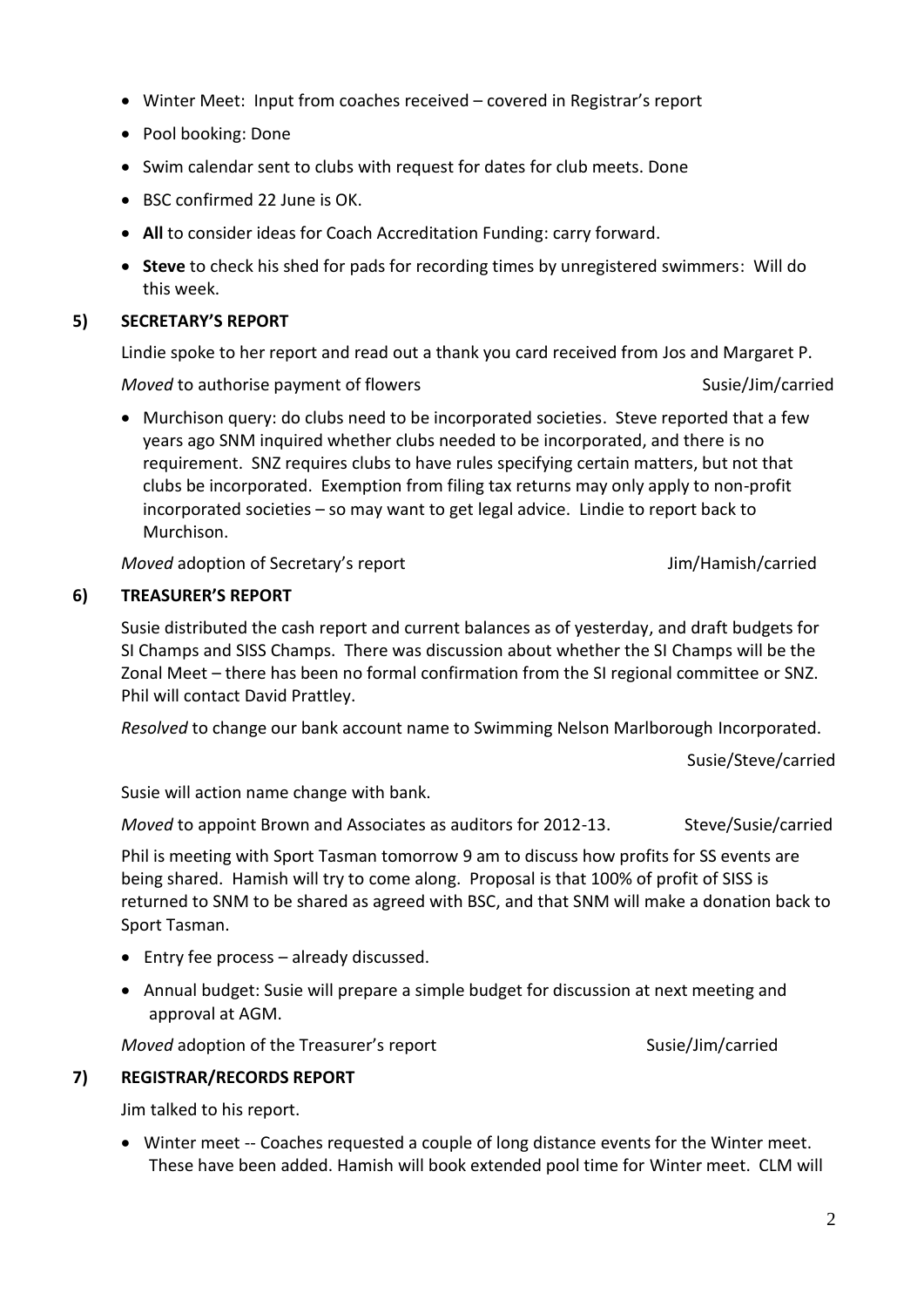- Winter Meet: Input from coaches received – covered in Registrar's report
- Pool booking: Done
- Swim calendar sent to clubs with request for dates for club meets. Done
- BSC confirmed 22 June is OK.
- **All** to consider ideas for Coach Accreditation Funding: carry forward.
- **Steve** to check his shed for pads for recording times by unregistered swimmers: Will do this week.

## 5) SECRETARY'S REPORT

Lindie spoke to her report and read out a thank you card received from Jos and Margaret P.

*Moved* to authorise payment of flowers Susie/Jim/carried

- Murchison query: do clubs need to be incorporated societies. Steve reported that a few years ago SNM inquired whether clubs needed to be incorporated, and there is no requirement. SNZ requires clubs to have rules specifying certain matters, but not that clubs be incorporated. Exemption from filing tax returns may only apply to non-profit incorporated societies – so may want to get legal advice. Lindie to report back to Murchison.

*Moved* adoption of Secretary's report Jim/Hamish/carried

## 6) TREASURER'S REPORT

Susie distributed the cash report and current balances as of yesterday, and draft budgets for SI Champs and SISS Champs. There was discussion about whether the SI Champs will be the Zonal Meet – there has been no formal confirmation from the SI regional committee or SNZ. Phil will contact David Prattley.

*Resolved* to change our bank account name to Swimming Nelson Marlborough Incorporated.

Susie/Steve/carried

Susie will action name change with bank.

*Moved* to appoint Brown and Associates as auditors for 2012-13. Steve/Susie/carried

Phil is meeting with Sport Tasman tomorrow 9 am to discuss how profits for SS events are being shared. Hamish will try to come along. Proposal is that 100% of profit of SISS is returned to SNM to be shared as agreed with BSC, and that SNM will make a donation back to Sport Tasman.

- Entry fee process – already discussed.
- Annual budget: Susie will prepare a simple budget for discussion at next meeting and approval at AGM.

*Moved* adoption of the Treasurer's report Susie/Jim/carried

## 7) REGISTRAR/RECORDS REPORT

Jim talked to his report.

- Winter meet -- Coaches requested a couple of long distance events for the Winter meet. These have been added. Hamish will book extended pool time for Winter meet. CLM will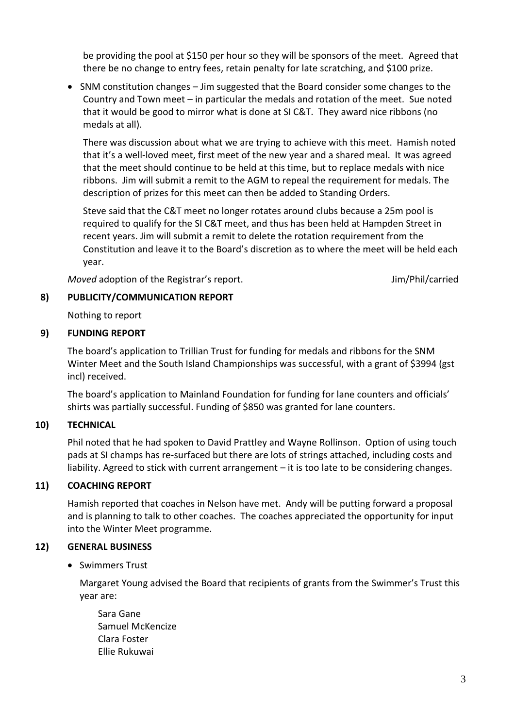be providing the pool at $150 per hour so they will be sponsors of the meet. Agreed that there be no change to entry fees, retain penalty for late scratching, and $100 prize.

- SNM constitution changes – Jim suggested that the Board consider some changes to the Country and Town meet – in particular the medals and rotation of the meet. Sue noted that it would be good to mirror what is done at SI C&T. They award nice ribbons (no medals at all).

  There was discussion about what we are trying to achieve with this meet. Hamish noted that it's a well-loved meet, first meet of the new year and a shared meal. It was agreed that the meet should continue to be held at this time, but to replace medals with nice ribbons. Jim will submit a remit to the AGM to repeal the requirement for medals. The description of prizes for this meet can then be added to Standing Orders.

  Steve said that the C&T meet no longer rotates around clubs because a 25m pool is required to qualify for the SI C&T meet, and thus has been held at Hampden Street in recent years. Jim will submit a remit to delete the rotation requirement from the Constitution and leave it to the Board's discretion as to where the meet will be held each year.

*Moved* adoption of the Registrar's report. Jim/Phil/carried

## 8) PUBLICITY/COMMUNICATION REPORT

Nothing to report

## 9) FUNDING REPORT

The board's application to Trillian Trust for funding for medals and ribbons for the SNM Winter Meet and the South Island Championships was successful, with a grant of $3994 (gst incl) received.

The board's application to Mainland Foundation for funding for lane counters and officials' shirts was partially successful. Funding of $850 was granted for lane counters.

## 10) TECHNICAL

Phil noted that he had spoken to David Prattley and Wayne Rollinson. Option of using touch pads at SI champs has re-surfaced but there are lots of strings attached, including costs and liability. Agreed to stick with current arrangement – it is too late to be considering changes.

## 11) COACHING REPORT

Hamish reported that coaches in Nelson have met. Andy will be putting forward a proposal and is planning to talk to other coaches. The coaches appreciated the opportunity for input into the Winter Meet programme.

## 12) GENERAL BUSINESS

- Swimmers Trust

  Margaret Young advised the Board that recipients of grants from the Swimmer's Trust this year are:

  Sara Gane
  Samuel McKencize
  Clara Foster
  Ellie Rukuwai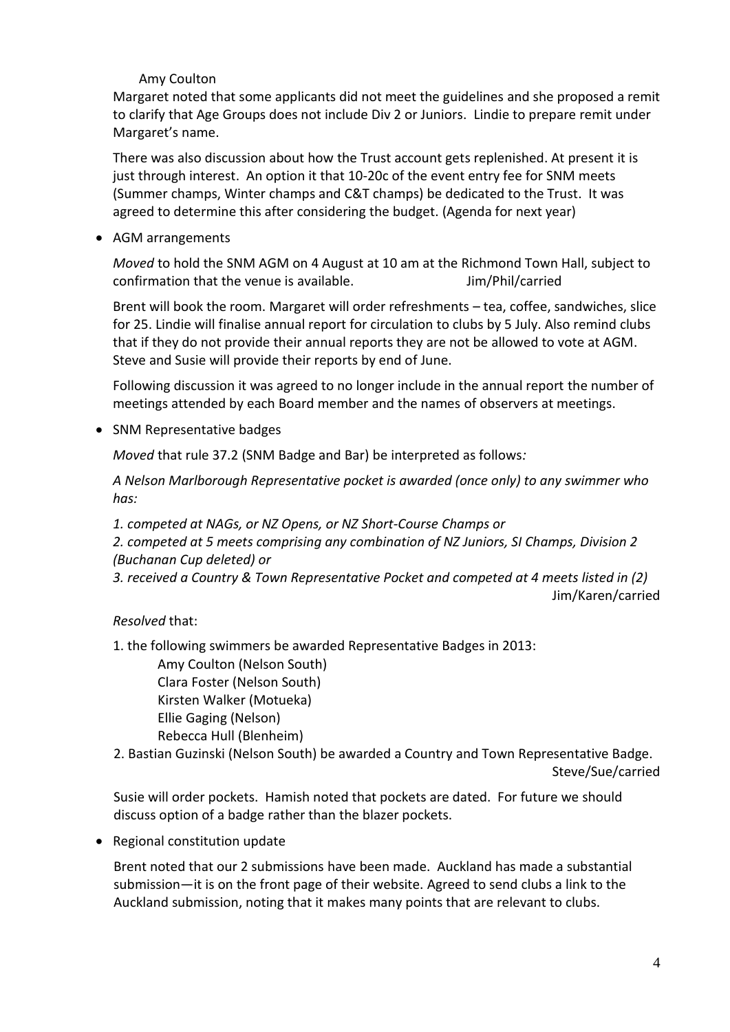Amy Coulton

Margaret noted that some applicants did not meet the guidelines and she proposed a remit to clarify that Age Groups does not include Div 2 or Juniors. Lindie to prepare remit under Margaret's name.

There was also discussion about how the Trust account gets replenished. At present it is just through interest. An option it that 10-20c of the event entry fee for SNM meets (Summer champs, Winter champs and C&T champs) be dedicated to the Trust. It was agreed to determine this after considering the budget. (Agenda for next year)

- AGM arrangements

*Moved* to hold the SNM AGM on 4 August at 10 am at the Richmond Town Hall, subject to confirmation that the venue is available. Jim/Phil/carried

Brent will book the room. Margaret will order refreshments – tea, coffee, sandwiches, slice for 25. Lindie will finalise annual report for circulation to clubs by 5 July. Also remind clubs that if they do not provide their annual reports they are not be allowed to vote at AGM. Steve and Susie will provide their reports by end of June.

Following discussion it was agreed to no longer include in the annual report the number of meetings attended by each Board member and the names of observers at meetings.

- SNM Representative badges

*Moved* that rule 37.2 (SNM Badge and Bar) be interpreted as follows*:*

*A Nelson Marlborough Representative pocket is awarded (once only) to any swimmer who has:*

*1. competed at NAGs, or NZ Opens, or NZ Short-Course Champs or*
*2. competed at 5 meets comprising any combination of NZ Juniors, SI Champs, Division 2 (Buchanan Cup deleted) or*
*3. received a Country & Town Representative Pocket and competed at 4 meets listed in (2)*

Jim/Karen/carried

*Resolved* that:

1. the following swimmers be awarded Representative Badges in 2013:
   Amy Coulton (Nelson South)
   Clara Foster (Nelson South)
   Kirsten Walker (Motueka)
   Ellie Gaging (Nelson)
   Rebecca Hull (Blenheim)
2. Bastian Guzinski (Nelson South) be awarded a Country and Town Representative Badge.

Steve/Sue/carried

Susie will order pockets. Hamish noted that pockets are dated. For future we should discuss option of a badge rather than the blazer pockets.

- Regional constitution update

Brent noted that our 2 submissions have been made. Auckland has made a substantial submission—it is on the front page of their website. Agreed to send clubs a link to the Auckland submission, noting that it makes many points that are relevant to clubs.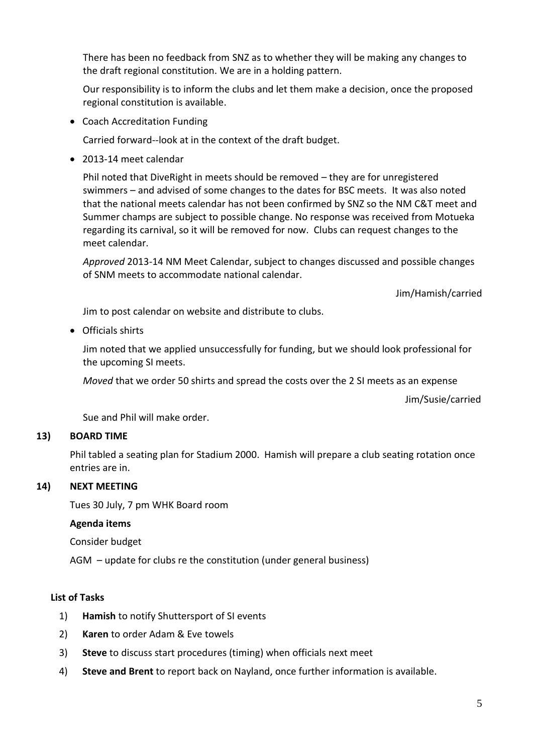There has been no feedback from SNZ as to whether they will be making any changes to the draft regional constitution. We are in a holding pattern.

Our responsibility is to inform the clubs and let them make a decision, once the proposed regional constitution is available.

- Coach Accreditation Funding

  Carried forward--look at in the context of the draft budget.

- 2013-14 meet calendar

  Phil noted that DiveRight in meets should be removed – they are for unregistered swimmers – and advised of some changes to the dates for BSC meets. It was also noted that the national meets calendar has not been confirmed by SNZ so the NM C&T meet and Summer champs are subject to possible change. No response was received from Motueka regarding its carnival, so it will be removed for now. Clubs can request changes to the meet calendar.

  *Approved* 2013-14 NM Meet Calendar, subject to changes discussed and possible changes of SNM meets to accommodate national calendar.

  Jim/Hamish/carried

  Jim to post calendar on website and distribute to clubs.

- Officials shirts

  Jim noted that we applied unsuccessfully for funding, but we should look professional for the upcoming SI meets.

  *Moved* that we order 50 shirts and spread the costs over the 2 SI meets as an expense

  Jim/Susie/carried

  Sue and Phil will make order.

**13) BOARD TIME**

Phil tabled a seating plan for Stadium 2000. Hamish will prepare a club seating rotation once entries are in.

**14) NEXT MEETING**

Tues 30 July, 7 pm WHK Board room

**Agenda items**

Consider budget

AGM – update for clubs re the constitution (under general business)

**List of Tasks**

1) **Hamish** to notify Shuttersport of SI events
2) **Karen** to order Adam & Eve towels
3) **Steve** to discuss start procedures (timing) when officials next meet
4) **Steve and Brent** to report back on Nayland, once further information is available.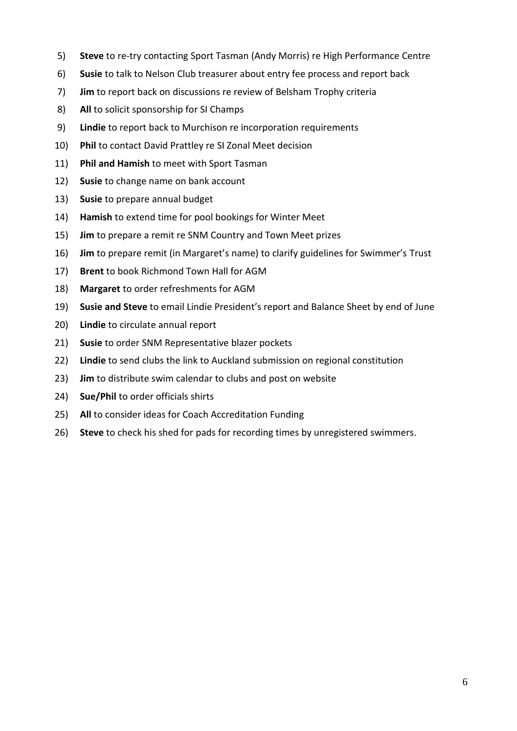5) **Steve** to re-try contacting Sport Tasman (Andy Morris) re High Performance Centre
6) **Susie** to talk to Nelson Club treasurer about entry fee process and report back
7) **Jim** to report back on discussions re review of Belsham Trophy criteria
8) **All** to solicit sponsorship for SI Champs
9) **Lindie** to report back to Murchison re incorporation requirements
10) **Phil** to contact David Prattley re SI Zonal Meet decision
11) **Phil and Hamish** to meet with Sport Tasman
12) **Susie** to change name on bank account
13) **Susie** to prepare annual budget
14) **Hamish** to extend time for pool bookings for Winter Meet
15) **Jim** to prepare a remit re SNM Country and Town Meet prizes
16) **Jim** to prepare remit (in Margaret's name) to clarify guidelines for Swimmer's Trust
17) **Brent** to book Richmond Town Hall for AGM
18) **Margaret** to order refreshments for AGM
19) **Susie and Steve** to email Lindie President's report and Balance Sheet by end of June
20) **Lindie** to circulate annual report
21) **Susie** to order SNM Representative blazer pockets
22) **Lindie** to send clubs the link to Auckland submission on regional constitution
23) **Jim** to distribute swim calendar to clubs and post on website
24) **Sue/Phil** to order officials shirts
25) **All** to consider ideas for Coach Accreditation Funding
26) **Steve** to check his shed for pads for recording times by unregistered swimmers.